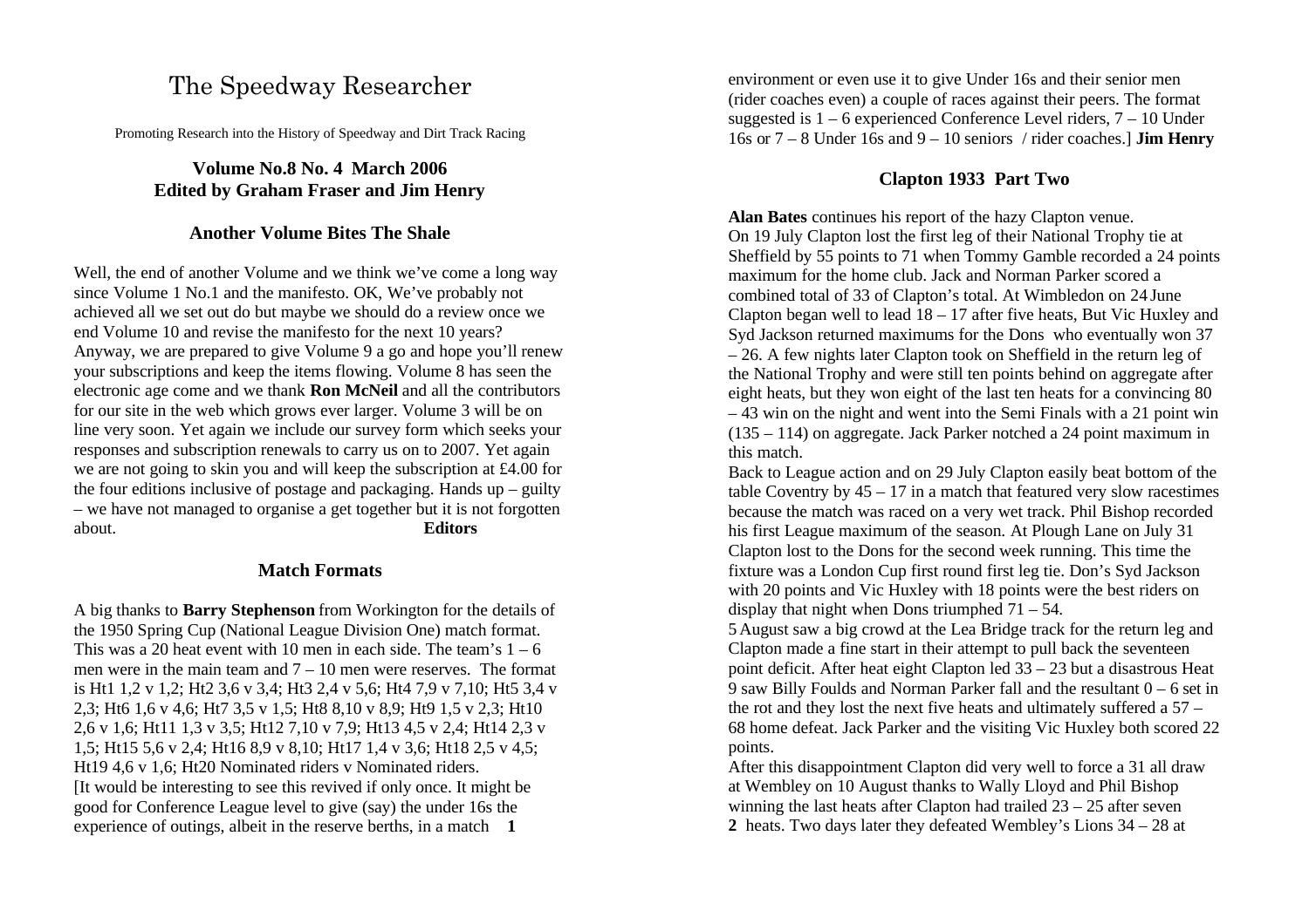# The Speedway Researcher

Promoting Research into the History of Speedway and Dirt Track Racing

**Volume No.8 No. 4 March 2006**
**Edited by Graham Fraser and Jim Henry**

## Another Volume Bites The Shale

Well, the end of another Volume and we think we've come a long way since Volume 1 No.1 and the manifesto. OK, We've probably not achieved all we set out do but maybe we should do a review once we end Volume 10 and revise the manifesto for the next 10 years? Anyway, we are prepared to give Volume 9 a go and hope you'll renew your subscriptions and keep the items flowing. Volume 8 has seen the electronic age come and we thank **Ron McNeil** and all the contributors for our site in the web which grows ever larger. Volume 3 will be on line very soon. Yet again we include our survey form which seeks your responses and subscription renewals to carry us on to 2007. Yet again we are not going to skin you and will keep the subscription at £4.00 for the four editions inclusive of postage and packaging. Hands up – guilty – we have not managed to organise a get together but it is not forgotten about. **Editors**

## Match Formats

A big thanks to **Barry Stephenson** from Workington for the details of the 1950 Spring Cup (National League Division One) match format. This was a 20 heat event with 10 men in each side. The team's 1 – 6 men were in the main team and 7 – 10 men were reserves. The format is Ht1 1,2 v 1,2; Ht2 3,6 v 3,4; Ht3 2,4 v 5,6; Ht4 7,9 v 7,10; Ht5 3,4 v 2,3; Ht6 1,6 v 4,6; Ht7 3,5 v 1,5; Ht8 8,10 v 8,9; Ht9 1,5 v 2,3; Ht10 2,6 v 1,6; Ht11 1,3 v 3,5; Ht12 7,10 v 7,9; Ht13 4,5 v 2,4; Ht14 2,3 v 1,5; Ht15 5,6 v 2,4; Ht16 8,9 v 8,10; Ht17 1,4 v 3,6; Ht18 2,5 v 4,5; Ht19 4,6 v 1,6; Ht20 Nominated riders v Nominated riders.

[It would be interesting to see this revived if only once. It might be good for Conference League level to give (say) the under 16s the experience of outings, albeit in the reserve berths, in a match environment or even use it to give Under 16s and their senior men (rider coaches even) a couple of races against their peers. The format suggested is 1 – 6 experienced Conference Level riders, 7 – 10 Under 16s or 7 – 8 Under 16s and 9 – 10 seniors / rider coaches.] **Jim Henry**

## Clapton 1933 Part Two

**Alan Bates** continues his report of the hazy Clapton venue.

On 19 July Clapton lost the first leg of their National Trophy tie at Sheffield by 55 points to 71 when Tommy Gamble recorded a 24 points maximum for the home club. Jack and Norman Parker scored a combined total of 33 of Clapton's total. At Wimbledon on 24 June Clapton began well to lead 18 – 17 after five heats, But Vic Huxley and Syd Jackson returned maximums for the Dons who eventually won 37 – 26. A few nights later Clapton took on Sheffield in the return leg of the National Trophy and were still ten points behind on aggregate after eight heats, but they won eight of the last ten heats for a convincing 80 – 43 win on the night and went into the Semi Finals with a 21 point win (135 – 114) on aggregate. Jack Parker notched a 24 point maximum in this match.

Back to League action and on 29 July Clapton easily beat bottom of the table Coventry by 45 – 17 in a match that featured very slow racetimes because the match was raced on a very wet track. Phil Bishop recorded his first League maximum of the season. At Plough Lane on July 31 Clapton lost to the Dons for the second week running. This time the fixture was a London Cup first round first leg tie. Don's Syd Jackson with 20 points and Vic Huxley with 18 points were the best riders on display that night when Dons triumphed 71 – 54.

5 August saw a big crowd at the Lea Bridge track for the return leg and Clapton made a fine start in their attempt to pull back the seventeen point deficit. After heat eight Clapton led 33 – 23 but a disastrous Heat 9 saw Billy Foulds and Norman Parker fall and the resultant 0 – 6 set in the rot and they lost the next five heats and ultimately suffered a 57 – 68 home defeat. Jack Parker and the visiting Vic Huxley both scored 22 points.

After this disappointment Clapton did very well to force a 31 all draw at Wembley on 10 August thanks to Wally Lloyd and Phil Bishop winning the last heats after Clapton had trailed 23 – 25 after seven heats. Two days later they defeated Wembley's Lions 34 – 28 at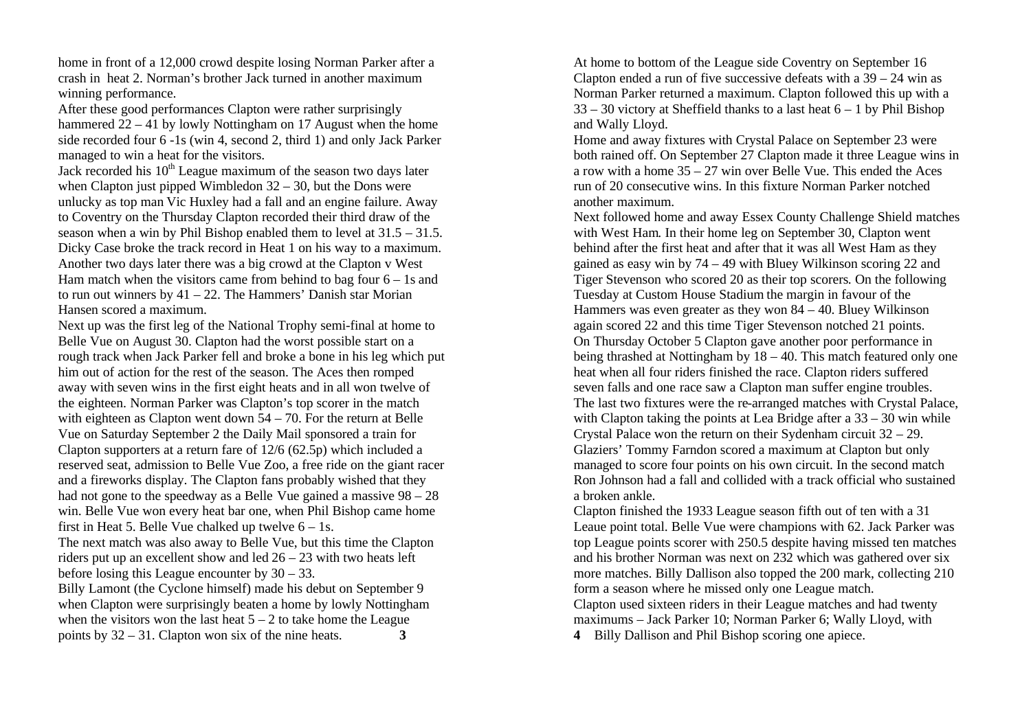home in front of a 12,000 crowd despite losing Norman Parker after a crash in heat 2. Norman's brother Jack turned in another maximum winning performance.

After these good performances Clapton were rather surprisingly hammered 22 – 41 by lowly Nottingham on 17 August when the home side recorded four 6 -1s (win 4, second 2, third 1) and only Jack Parker managed to win a heat for the visitors.

Jack recorded his 10th League maximum of the season two days later when Clapton just pipped Wimbledon 32 – 30, but the Dons were unlucky as top man Vic Huxley had a fall and an engine failure. Away to Coventry on the Thursday Clapton recorded their third draw of the season when a win by Phil Bishop enabled them to level at 31.5 – 31.5. Dicky Case broke the track record in Heat 1 on his way to a maximum. Another two days later there was a big crowd at the Clapton v West Ham match when the visitors came from behind to bag four 6 – 1s and to run out winners by 41 – 22. The Hammers' Danish star Morian Hansen scored a maximum.

Next up was the first leg of the National Trophy semi-final at home to Belle Vue on August 30. Clapton had the worst possible start on a rough track when Jack Parker fell and broke a bone in his leg which put him out of action for the rest of the season. The Aces then romped away with seven wins in the first eight heats and in all won twelve of the eighteen. Norman Parker was Clapton's top scorer in the match with eighteen as Clapton went down 54 – 70. For the return at Belle Vue on Saturday September 2 the Daily Mail sponsored a train for Clapton supporters at a return fare of 12/6 (62.5p) which included a reserved seat, admission to Belle Vue Zoo, a free ride on the giant racer and a fireworks display. The Clapton fans probably wished that they had not gone to the speedway as a Belle Vue gained a massive 98 – 28 win. Belle Vue won every heat bar one, when Phil Bishop came home first in Heat 5. Belle Vue chalked up twelve 6 – 1s.

The next match was also away to Belle Vue, but this time the Clapton riders put up an excellent show and led 26 – 23 with two heats left before losing this League encounter by 30 – 33.

Billy Lamont (the Cyclone himself) made his debut on September 9 when Clapton were surprisingly beaten a home by lowly Nottingham when the visitors won the last heat 5 – 2 to take home the League points by 32 – 31. Clapton won six of the nine heats.

At home to bottom of the League side Coventry on September 16 Clapton ended a run of five successive defeats with a 39 – 24 win as Norman Parker returned a maximum. Clapton followed this up with a 33 – 30 victory at Sheffield thanks to a last heat 6 – 1 by Phil Bishop and Wally Lloyd.

Home and away fixtures with Crystal Palace on September 23 were both rained off. On September 27 Clapton made it three League wins in a row with a home 35 – 27 win over Belle Vue. This ended the Aces run of 20 consecutive wins. In this fixture Norman Parker notched another maximum.

Next followed home and away Essex County Challenge Shield matches with West Ham. In their home leg on September 30, Clapton went behind after the first heat and after that it was all West Ham as they gained as easy win by 74 – 49 with Bluey Wilkinson scoring 22 and Tiger Stevenson who scored 20 as their top scorers. On the following Tuesday at Custom House Stadium the margin in favour of the Hammers was even greater as they won 84 – 40. Bluey Wilkinson again scored 22 and this time Tiger Stevenson notched 21 points.

On Thursday October 5 Clapton gave another poor performance in being thrashed at Nottingham by 18 – 40. This match featured only one heat when all four riders finished the race. Clapton riders suffered seven falls and one race saw a Clapton man suffer engine troubles.

The last two fixtures were the re-arranged matches with Crystal Palace, with Clapton taking the points at Lea Bridge after a 33 – 30 win while Crystal Palace won the return on their Sydenham circuit 32 – 29. Glaziers' Tommy Farndon scored a maximum at Clapton but only managed to score four points on his own circuit. In the second match Ron Johnson had a fall and collided with a track official who sustained a broken ankle.

Clapton finished the 1933 League season fifth out of ten with a 31 Leaue point total. Belle Vue were champions with 62. Jack Parker was top League points scorer with 250.5 despite having missed ten matches and his brother Norman was next on 232 which was gathered over six more matches. Billy Dallison also topped the 200 mark, collecting 210 form a season where he missed only one League match.

Clapton used sixteen riders in their League matches and had twenty maximums – Jack Parker 10; Norman Parker 6; Wally Lloyd, with Billy Dallison and Phil Bishop scoring one apiece.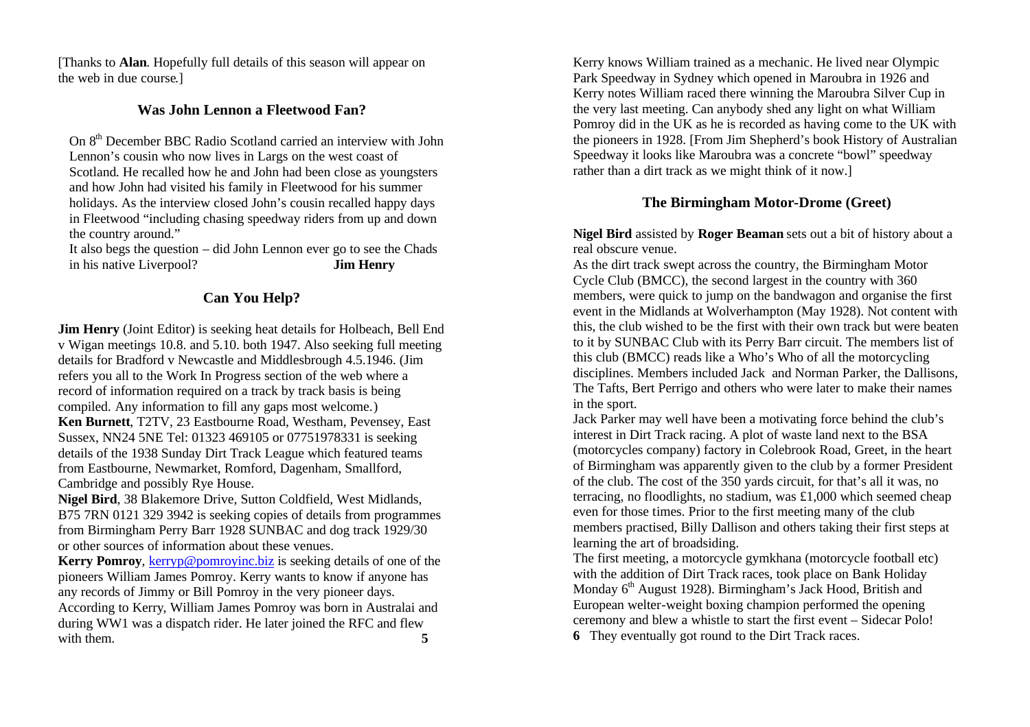[Thanks to **Alan**. Hopefully full details of this season will appear on the web in due course.]

## Was John Lennon a Fleetwood Fan?

On 8th December BBC Radio Scotland carried an interview with John Lennon's cousin who now lives in Largs on the west coast of Scotland. He recalled how he and John had been close as youngsters and how John had visited his family in Fleetwood for his summer holidays. As the interview closed John's cousin recalled happy days in Fleetwood "including chasing speedway riders from up and down the country around."

It also begs the question – did John Lennon ever go to see the Chads in his native Liverpool? **Jim Henry**

## Can You Help?

**Jim Henry** (Joint Editor) is seeking heat details for Holbeach, Bell End v Wigan meetings 10.8. and 5.10. both 1947. Also seeking full meeting details for Bradford v Newcastle and Middlesbrough 4.5.1946. (Jim refers you all to the Work In Progress section of the web where a record of information required on a track by track basis is being compiled. Any information to fill any gaps most welcome.)

**Ken Burnett**, T2TV, 23 Eastbourne Road, Westham, Pevensey, East Sussex, NN24 5NE Tel: 01323 469105 or 07751978331 is seeking details of the 1938 Sunday Dirt Track League which featured teams from Eastbourne, Newmarket, Romford, Dagenham, Smallford, Cambridge and possibly Rye House.

**Nigel Bird**, 38 Blakemore Drive, Sutton Coldfield, West Midlands, B75 7RN 0121 329 3942 is seeking copies of details from programmes from Birmingham Perry Barr 1928 SUNBAC and dog track 1929/30 or other sources of information about these venues.

**Kerry Pomroy**, kerryp@pomroyinc.biz is seeking details of one of the pioneers William James Pomroy. Kerry wants to know if anyone has any records of Jimmy or Bill Pomroy in the very pioneer days. According to Kerry, William James Pomroy was born in Australai and during WW1 was a dispatch rider. He later joined the RFC and flew with them.

Kerry knows William trained as a mechanic. He lived near Olympic Park Speedway in Sydney which opened in Maroubra in 1926 and Kerry notes William raced there winning the Maroubra Silver Cup in the very last meeting. Can anybody shed any light on what William Pomroy did in the UK as he is recorded as having come to the UK with the pioneers in 1928. [From Jim Shepherd's book History of Australian Speedway it looks like Maroubra was a concrete "bowl" speedway rather than a dirt track as we might think of it now.]

## The Birmingham Motor-Drome (Greet)

**Nigel Bird** assisted by **Roger Beaman** sets out a bit of history about a real obscure venue.

As the dirt track swept across the country, the Birmingham Motor Cycle Club (BMCC), the second largest in the country with 360 members, were quick to jump on the bandwagon and organise the first event in the Midlands at Wolverhampton (May 1928). Not content with this, the club wished to be the first with their own track but were beaten to it by SUNBAC Club with its Perry Barr circuit. The members list of this club (BMCC) reads like a Who's Who of all the motorcycling disciplines. Members included Jack and Norman Parker, the Dallisons, The Tafts, Bert Perrigo and others who were later to make their names in the sport.

Jack Parker may well have been a motivating force behind the club's interest in Dirt Track racing. A plot of waste land next to the BSA (motorcycles company) factory in Colebrook Road, Greet, in the heart of Birmingham was apparently given to the club by a former President of the club. The cost of the 350 yards circuit, for that's all it was, no terracing, no floodlights, no stadium, was £1,000 which seemed cheap even for those times. Prior to the first meeting many of the club members practised, Billy Dallison and others taking their first steps at learning the art of broadsiding.

The first meeting, a motorcycle gymkhana (motorcycle football etc) with the addition of Dirt Track races, took place on Bank Holiday Monday 6th August 1928). Birmingham's Jack Hood, British and European welter-weight boxing champion performed the opening ceremony and blew a whistle to start the first event – Sidecar Polo! They eventually got round to the Dirt Track races.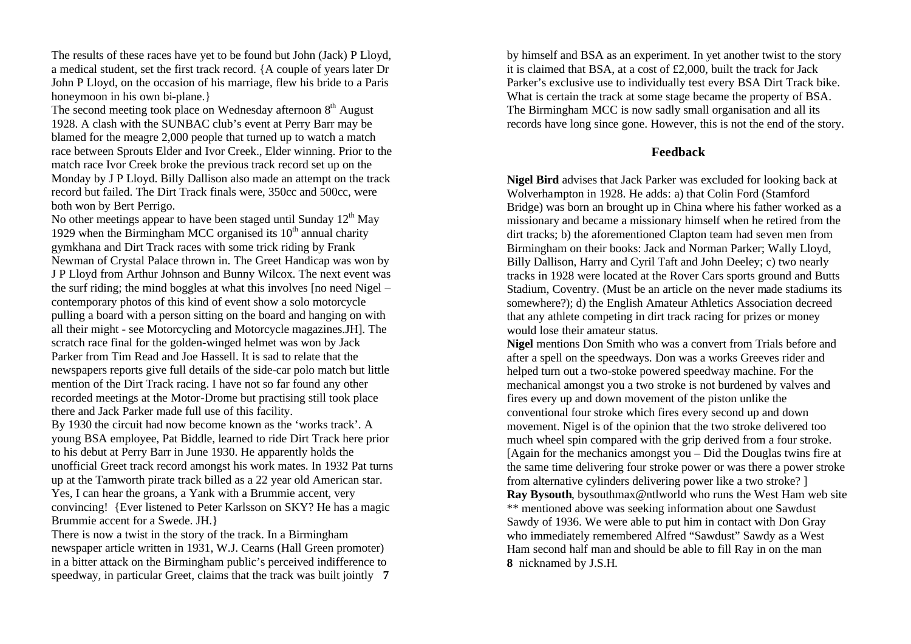The results of these races have yet to be found but John (Jack) P Lloyd, a medical student, set the first track record. {A couple of years later Dr John P Lloyd, on the occasion of his marriage, flew his bride to a Paris honeymoon in his own bi-plane.}

The second meeting took place on Wednesday afternoon 8th August 1928. A clash with the SUNBAC club's event at Perry Barr may be blamed for the meagre 2,000 people that turned up to watch a match race between Sprouts Elder and Ivor Creek., Elder winning. Prior to the match race Ivor Creek broke the previous track record set up on the Monday by J P Lloyd. Billy Dallison also made an attempt on the track record but failed. The Dirt Track finals were, 350cc and 500cc, were both won by Bert Perrigo.

No other meetings appear to have been staged until Sunday 12th May 1929 when the Birmingham MCC organised its 10th annual charity gymkhana and Dirt Track races with some trick riding by Frank Newman of Crystal Palace thrown in. The Greet Handicap was won by J P Lloyd from Arthur Johnson and Bunny Wilcox. The next event was the surf riding; the mind boggles at what this involves [no need Nigel – contemporary photos of this kind of event show a solo motorcycle pulling a board with a person sitting on the board and hanging on with all their might - see Motorcycling and Motorcycle magazines.JH]. The scratch race final for the golden-winged helmet was won by Jack Parker from Tim Read and Joe Hassell. It is sad to relate that the newspapers reports give full details of the side-car polo match but little mention of the Dirt Track racing. I have not so far found any other recorded meetings at the Motor-Drome but practising still took place there and Jack Parker made full use of this facility.

By 1930 the circuit had now become known as the 'works track'. A young BSA employee, Pat Biddle, learned to ride Dirt Track here prior to his debut at Perry Barr in June 1930. He apparently holds the unofficial Greet track record amongst his work mates. In 1932 Pat turns up at the Tamworth pirate track billed as a 22 year old American star. Yes, I can hear the groans, a Yank with a Brummie accent, very convincing! {Ever listened to Peter Karlsson on SKY? He has a magic Brummie accent for a Swede. JH.}

There is now a twist in the story of the track. In a Birmingham newspaper article written in 1931, W.J. Cearns (Hall Green promoter) in a bitter attack on the Birmingham public's perceived indifference to speedway, in particular Greet, claims that the track was built jointly by himself and BSA as an experiment. In yet another twist to the story it is claimed that BSA, at a cost of £2,000, built the track for Jack Parker's exclusive use to individually test every BSA Dirt Track bike. What is certain the track at some stage became the property of BSA. The Birmingham MCC is now sadly small organisation and all its records have long since gone. However, this is not the end of the story.

## Feedback

**Nigel Bird** advises that Jack Parker was excluded for looking back at Wolverhampton in 1928. He adds: a) that Colin Ford (Stamford Bridge) was born an brought up in China where his father worked as a missionary and became a missionary himself when he retired from the dirt tracks; b) the aforementioned Clapton team had seven men from Birmingham on their books: Jack and Norman Parker; Wally Lloyd, Billy Dallison, Harry and Cyril Taft and John Deeley; c) two nearly tracks in 1928 were located at the Rover Cars sports ground and Butts Stadium, Coventry. (Must be an article on the never made stadiums its somewhere?); d) the English Amateur Athletics Association decreed that any athlete competing in dirt track racing for prizes or money would lose their amateur status.

**Nigel** mentions Don Smith who was a convert from Trials before and after a spell on the speedways. Don was a works Greeves rider and helped turn out a two-stoke powered speedway machine. For the mechanical amongst you a two stroke is not burdened by valves and fires every up and down movement of the piston unlike the conventional four stroke which fires every second up and down movement. Nigel is of the opinion that the two stroke delivered too much wheel spin compared with the grip derived from a four stroke. [Again for the mechanics amongst you – Did the Douglas twins fire at the same time delivering four stroke power or was there a power stroke from alternative cylinders delivering power like a two stroke? ]

**Ray Bysouth**, bysouthmax@ntlworld who runs the West Ham web site ** mentioned above was seeking information about one Sawdust Sawdy of 1936. We were able to put him in contact with Don Gray who immediately remembered Alfred "Sawdust" Sawdy as a West Ham second half man and should be able to fill Ray in on the man nicknamed by J.S.H.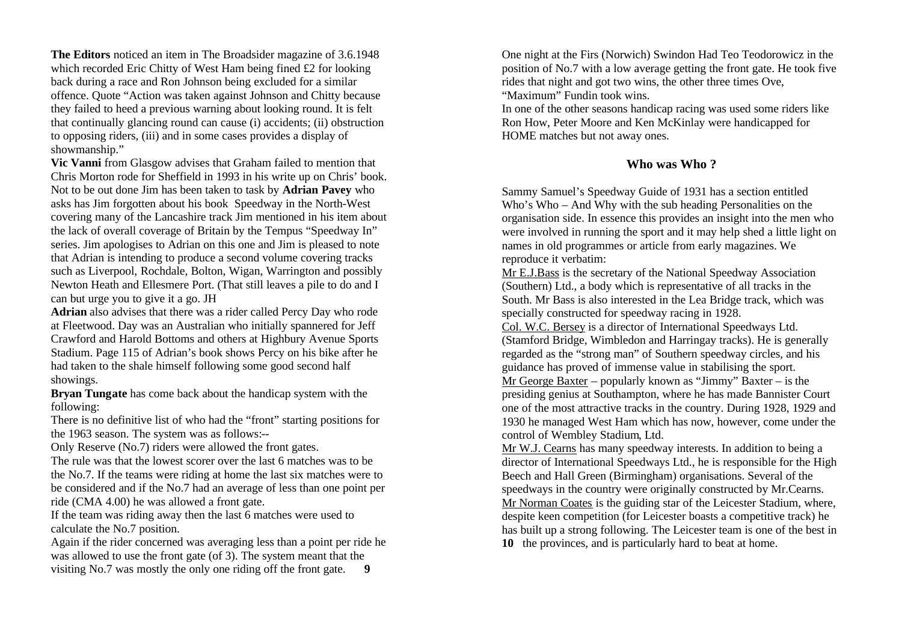**The Editors** noticed an item in The Broadsider magazine of 3.6.1948 which recorded Eric Chitty of West Ham being fined £2 for looking back during a race and Ron Johnson being excluded for a similar offence. Quote "Action was taken against Johnson and Chitty because they failed to heed a previous warning about looking round. It is felt that continually glancing round can cause (i) accidents; (ii) obstruction to opposing riders, (iii) and in some cases provides a display of showmanship."

**Vic Vanni** from Glasgow advises that Graham failed to mention that Chris Morton rode for Sheffield in 1993 in his write up on Chris' book. Not to be out done Jim has been taken to task by **Adrian Pavey** who asks has Jim forgotten about his book Speedway in the North-West covering many of the Lancashire track Jim mentioned in his item about the lack of overall coverage of Britain by the Tempus "Speedway In" series. Jim apologises to Adrian on this one and Jim is pleased to note that Adrian is intending to produce a second volume covering tracks such as Liverpool, Rochdale, Bolton, Wigan, Warrington and possibly Newton Heath and Ellesmere Port. (That still leaves a pile to do and I can but urge you to give it a go. JH

**Adrian** also advises that there was a rider called Percy Day who rode at Fleetwood. Day was an Australian who initially spannered for Jeff Crawford and Harold Bottoms and others at Highbury Avenue Sports Stadium. Page 115 of Adrian's book shows Percy on his bike after he had taken to the shale himself following some good second half showings.

**Bryan Tungate** has come back about the handicap system with the following:

There is no definitive list of who had the "front" starting positions for the 1963 season. The system was as follows:--

Only Reserve (No.7) riders were allowed the front gates.

The rule was that the lowest scorer over the last 6 matches was to be the No.7. If the teams were riding at home the last six matches were to be considered and if the No.7 had an average of less than one point per ride (CMA 4.00) he was allowed a front gate.

If the team was riding away then the last 6 matches were used to calculate the No.7 position.

Again if the rider concerned was averaging less than a point per ride he was allowed to use the front gate (of 3). The system meant that the visiting No.7 was mostly the only one riding off the front gate.

One night at the Firs (Norwich) Swindon Had Teo Teodorowicz in the position of No.7 with a low average getting the front gate. He took five rides that night and got two wins, the other three times Ove, "Maximum" Fundin took wins.

In one of the other seasons handicap racing was used some riders like Ron How, Peter Moore and Ken McKinlay were handicapped for HOME matches but not away ones.

## Who was Who ?

Sammy Samuel's Speedway Guide of 1931 has a section entitled Who's Who – And Why with the sub heading Personalities on the organisation side. In essence this provides an insight into the men who were involved in running the sport and it may help shed a little light on names in old programmes or article from early magazines. We reproduce it verbatim:

Mr E.J.Bass is the secretary of the National Speedway Association (Southern) Ltd., a body which is representative of all tracks in the South. Mr Bass is also interested in the Lea Bridge track, which was specially constructed for speedway racing in 1928.

Col. W.C. Bersey is a director of International Speedways Ltd. (Stamford Bridge, Wimbledon and Harringay tracks). He is generally regarded as the "strong man" of Southern speedway circles, and his guidance has proved of immense value in stabilising the sport.

Mr George Baxter – popularly known as "Jimmy" Baxter – is the presiding genius at Southampton, where he has made Bannister Court one of the most attractive tracks in the country. During 1928, 1929 and 1930 he managed West Ham which has now, however, come under the control of Wembley Stadium, Ltd.

Mr W.J. Cearns has many speedway interests. In addition to being a director of International Speedways Ltd., he is responsible for the High Beech and Hall Green (Birmingham) organisations. Several of the speedways in the country were originally constructed by Mr.Cearns.

Mr Norman Coates is the guiding star of the Leicester Stadium, where, despite keen competition (for Leicester boasts a competitive track) he has built up a strong following. The Leicester team is one of the best in the provinces, and is particularly hard to beat at home.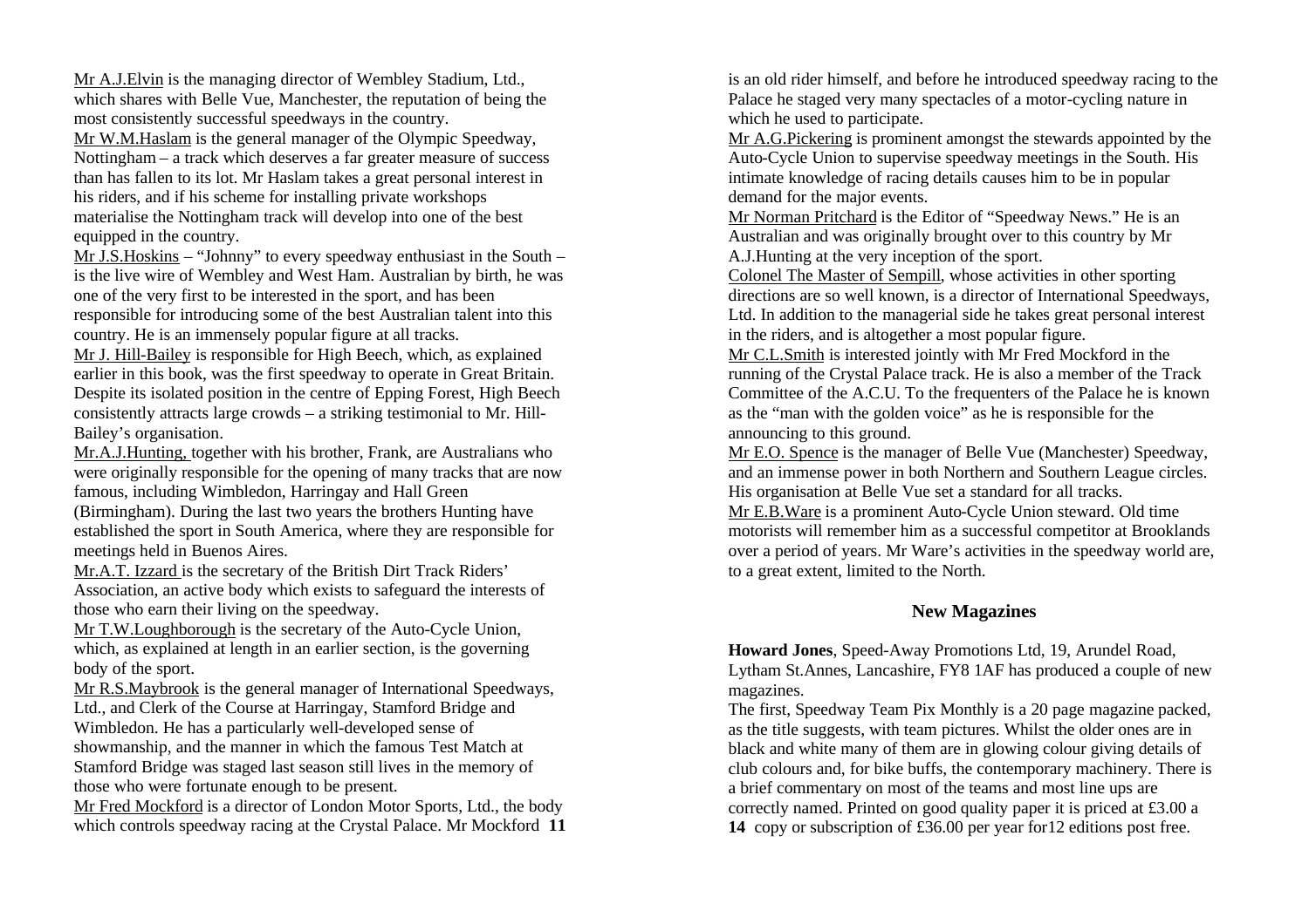Mr A.J.Elvin is the managing director of Wembley Stadium, Ltd., which shares with Belle Vue, Manchester, the reputation of being the most consistently successful speedways in the country.

Mr W.M.Haslam is the general manager of the Olympic Speedway, Nottingham – a track which deserves a far greater measure of success than has fallen to its lot. Mr Haslam takes a great personal interest in his riders, and if his scheme for installing private workshops materialise the Nottingham track will develop into one of the best equipped in the country.

Mr J.S.Hoskins – "Johnny" to every speedway enthusiast in the South – is the live wire of Wembley and West Ham. Australian by birth, he was one of the very first to be interested in the sport, and has been responsible for introducing some of the best Australian talent into this country. He is an immensely popular figure at all tracks.

Mr J. Hill-Bailey is responsible for High Beech, which, as explained earlier in this book, was the first speedway to operate in Great Britain. Despite its isolated position in the centre of Epping Forest, High Beech consistently attracts large crowds – a striking testimonial to Mr. Hill-Bailey's organisation.

Mr.A.J.Hunting, together with his brother, Frank, are Australians who were originally responsible for the opening of many tracks that are now famous, including Wimbledon, Harringay and Hall Green (Birmingham). During the last two years the brothers Hunting have established the sport in South America, where they are responsible for meetings held in Buenos Aires.

Mr.A.T. Izzard is the secretary of the British Dirt Track Riders' Association, an active body which exists to safeguard the interests of those who earn their living on the speedway.

Mr T.W.Loughborough is the secretary of the Auto-Cycle Union, which, as explained at length in an earlier section, is the governing body of the sport.

Mr R.S.Maybrook is the general manager of International Speedways, Ltd., and Clerk of the Course at Harringay, Stamford Bridge and Wimbledon. He has a particularly well-developed sense of showmanship, and the manner in which the famous Test Match at Stamford Bridge was staged last season still lives in the memory of those who were fortunate enough to be present.

Mr Fred Mockford is a director of London Motor Sports, Ltd., the body which controls speedway racing at the Crystal Palace. Mr Mockford is an old rider himself, and before he introduced speedway racing to the Palace he staged very many spectacles of a motor-cycling nature in which he used to participate.

Mr A.G.Pickering is prominent amongst the stewards appointed by the Auto-Cycle Union to supervise speedway meetings in the South. His intimate knowledge of racing details causes him to be in popular demand for the major events.

Mr Norman Pritchard is the Editor of "Speedway News." He is an Australian and was originally brought over to this country by Mr A.J.Hunting at the very inception of the sport.

Colonel The Master of Sempill, whose activities in other sporting directions are so well known, is a director of International Speedways, Ltd. In addition to the managerial side he takes great personal interest in the riders, and is altogether a most popular figure.

Mr C.L.Smith is interested jointly with Mr Fred Mockford in the running of the Crystal Palace track. He is also a member of the Track Committee of the A.C.U. To the frequenters of the Palace he is known as the "man with the golden voice" as he is responsible for the announcing to this ground.

Mr E.O. Spence is the manager of Belle Vue (Manchester) Speedway, and an immense power in both Northern and Southern League circles. His organisation at Belle Vue set a standard for all tracks.

Mr E.B.Ware is a prominent Auto-Cycle Union steward. Old time motorists will remember him as a successful competitor at Brooklands over a period of years. Mr Ware's activities in the speedway world are, to a great extent, limited to the North.

## New Magazines

**Howard Jones**, Speed-Away Promotions Ltd, 19, Arundel Road, Lytham St.Annes, Lancashire, FY8 1AF has produced a couple of new magazines.

The first, Speedway Team Pix Monthly is a 20 page magazine packed, as the title suggests, with team pictures. Whilst the older ones are in black and white many of them are in glowing colour giving details of club colours and, for bike buffs, the contemporary machinery. There is a brief commentary on most of the teams and most line ups are correctly named. Printed on good quality paper it is priced at £3.00 a copy or subscription of £36.00 per year for12 editions post free.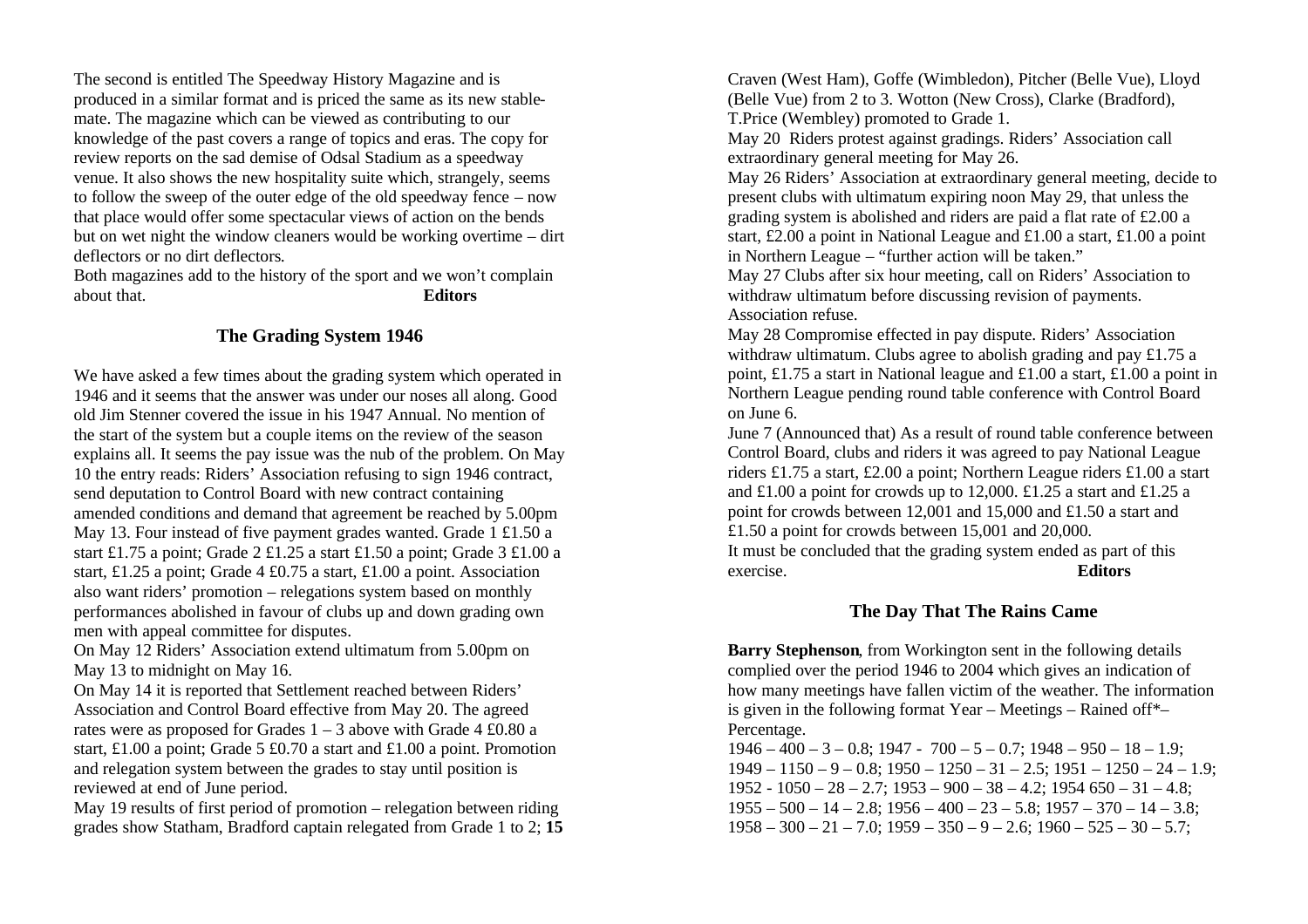The second is entitled The Speedway History Magazine and is produced in a similar format and is priced the same as its new stable-mate. The magazine which can be viewed as contributing to our knowledge of the past covers a range of topics and eras. The copy for review reports on the sad demise of Odsal Stadium as a speedway venue. It also shows the new hospitality suite which, strangely, seems to follow the sweep of the outer edge of the old speedway fence – now that place would offer some spectacular views of action on the bends but on wet night the window cleaners would be working overtime – dirt deflectors or no dirt deflectors.

Both magazines add to the history of the sport and we won't complain about that. **Editors**

## The Grading System 1946

We have asked a few times about the grading system which operated in 1946 and it seems that the answer was under our noses all along. Good old Jim Stenner covered the issue in his 1947 Annual. No mention of the start of the system but a couple items on the review of the season explains all. It seems the pay issue was the nub of the problem. On May 10 the entry reads: Riders' Association refusing to sign 1946 contract, send deputation to Control Board with new contract containing amended conditions and demand that agreement be reached by 5.00pm May 13. Four instead of five payment grades wanted. Grade 1 £1.50 a start £1.75 a point; Grade 2 £1.25 a start £1.50 a point; Grade 3 £1.00 a start, £1.25 a point; Grade 4 £0.75 a start, £1.00 a point. Association also want riders' promotion – relegations system based on monthly performances abolished in favour of clubs up and down grading own men with appeal committee for disputes.

On May 12 Riders' Association extend ultimatum from 5.00pm on May 13 to midnight on May 16.

On May 14 it is reported that Settlement reached between Riders' Association and Control Board effective from May 20. The agreed rates were as proposed for Grades 1 – 3 above with Grade 4 £0.80 a start, £1.00 a point; Grade 5 £0.70 a start and £1.00 a point. Promotion and relegation system between the grades to stay until position is reviewed at end of June period.

May 19 results of first period of promotion – relegation between riding grades show Statham, Bradford captain relegated from Grade 1 to 2; Craven (West Ham), Goffe (Wimbledon), Pitcher (Belle Vue), Lloyd (Belle Vue) from 2 to 3. Wotton (New Cross), Clarke (Bradford), T.Price (Wembley) promoted to Grade 1.

May 20 Riders protest against gradings. Riders' Association call extraordinary general meeting for May 26.

May 26 Riders' Association at extraordinary general meeting, decide to present clubs with ultimatum expiring noon May 29, that unless the grading system is abolished and riders are paid a flat rate of £2.00 a start, £2.00 a point in National League and £1.00 a start, £1.00 a point in Northern League – "further action will be taken."

May 27 Clubs after six hour meeting, call on Riders' Association to withdraw ultimatum before discussing revision of payments. Association refuse.

May 28 Compromise effected in pay dispute. Riders' Association withdraw ultimatum. Clubs agree to abolish grading and pay £1.75 a point, £1.75 a start in National league and £1.00 a start, £1.00 a point in Northern League pending round table conference with Control Board on June 6.

June 7 (Announced that) As a result of round table conference between Control Board, clubs and riders it was agreed to pay National League riders £1.75 a start, £2.00 a point; Northern League riders £1.00 a start and £1.00 a point for crowds up to 12,000. £1.25 a start and £1.25 a point for crowds between 12,001 and 15,000 and £1.50 a start and £1.50 a point for crowds between 15,001 and 20,000.

It must be concluded that the grading system ended as part of this exercise. **Editors**

## The Day That The Rains Came

**Barry Stephenson**, from Workington sent in the following details complied over the period 1946 to 2004 which gives an indication of how many meetings have fallen victim of the weather. The information is given in the following format Year – Meetings – Rained off*– Percentage.

1946 – 400 – 3 – 0.8; 1947 - 700 – 5 – 0.7; 1948 – 950 – 18 – 1.9; 1949 – 1150 – 9 – 0.8; 1950 – 1250 – 31 – 2.5; 1951 – 1250 – 24 – 1.9; 1952 - 1050 – 28 – 2.7; 1953 – 900 – 38 – 4.2; 1954 650 – 31 – 4.8; 1955 – 500 – 14 – 2.8; 1956 – 400 – 23 – 5.8; 1957 – 370 – 14 – 3.8; 1958 – 300 – 21 – 7.0; 1959 – 350 – 9 – 2.6; 1960 – 525 – 30 – 5.7;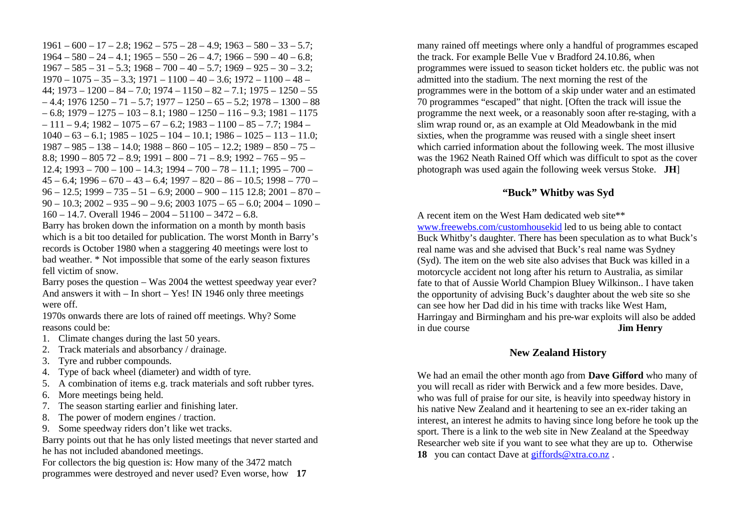1961 – 600 – 17 – 2.8; 1962 – 575 – 28 – 4.9; 1963 – 580 – 33 – 5.7; 1964 – 580 – 24 – 4.1; 1965 – 550 – 26 – 4.7; 1966 – 590 – 40 – 6.8; 1967 – 585 – 31 – 5.3; 1968 – 700 – 40 – 5.7; 1969 – 925 – 30 – 3.2; 1970 – 1075 – 35 – 3.3; 1971 – 1100 – 40 – 3.6; 1972 – 1100 – 48 – 44; 1973 – 1200 – 84 – 7.0; 1974 – 1150 – 82 – 7.1; 1975 – 1250 – 55 – 4.4; 1976 1250 – 71 – 5.7; 1977 – 1250 – 65 – 5.2; 1978 – 1300 – 88 – 6.8; 1979 – 1275 – 103 – 8.1; 1980 – 1250 – 116 – 9.3; 1981 – 1175 – 111 – 9.4; 1982 – 1075 – 67 – 6.2; 1983 – 1100 – 85 – 7.7; 1984 – 1040 – 63 – 6.1; 1985 – 1025 – 104 – 10.1; 1986 – 1025 – 113 – 11.0; 1987 – 985 – 138 – 14.0; 1988 – 860 – 105 – 12.2; 1989 – 850 – 75 – 8.8; 1990 – 805 72 – 8.9; 1991 – 800 – 71 – 8.9; 1992 – 765 – 95 – 12.4; 1993 – 700 – 100 – 14.3; 1994 – 700 – 78 – 11.1; 1995 – 700 – 45 – 6.4; 1996 – 670 – 43 – 6.4; 1997 – 820 – 86 – 10.5; 1998 – 770 – 96 – 12.5; 1999 – 735 – 51 – 6.9; 2000 – 900 – 115 12.8; 2001 – 870 – 90 – 10.3; 2002 – 935 – 90 – 9.6; 2003 1075 – 65 – 6.0; 2004 – 1090 – 160 – 14.7. Overall 1946 – 2004 – 51100 – 3472 – 6.8.

Barry has broken down the information on a month by month basis which is a bit too detailed for publication. The worst Month in Barry's records is October 1980 when a staggering 40 meetings were lost to bad weather. * Not impossible that some of the early season fixtures fell victim of snow.

Barry poses the question – Was 2004 the wettest speedway year ever? And answers it with – In short – Yes! IN 1946 only three meetings were off.

1970s onwards there are lots of rained off meetings. Why? Some reasons could be:

1. Climate changes during the last 50 years.
2. Track materials and absorbancy / drainage.
3. Tyre and rubber compounds.
4. Type of back wheel (diameter) and width of tyre.
5. A combination of items e.g. track materials and soft rubber tyres.
6. More meetings being held.
7. The season starting earlier and finishing later.
8. The power of modern engines / traction.
9. Some speedway riders don't like wet tracks.

Barry points out that he has only listed meetings that never started and he has not included abandoned meetings.

For collectors the big question is: How many of the 3472 match programmes were destroyed and never used? Even worse, how many rained off meetings where only a handful of programmes escaped the track. For example Belle Vue v Bradford 24.10.86, when programmes were issued to season ticket holders etc. the public was not admitted into the stadium. The next morning the rest of the programmes were in the bottom of a skip under water and an estimated 70 programmes "escaped" that night. [Often the track will issue the programme the next week, or a reasonably soon after re-staging, with a slim wrap round or, as an example at Old Meadowbank in the mid sixties, when the programme was reused with a single sheet insert which carried information about the following week. The most illusive was the 1962 Neath Rained Off which was difficult to spot as the cover photograph was used again the following week versus Stoke. **JH**]

## "Buck" Whitby was Syd

A recent item on the West Ham dedicated web site** www.freewebs.com/customhousekid led to us being able to contact Buck Whitby's daughter. There has been speculation as to what Buck's real name was and she advised that Buck's real name was Sydney (Syd). The item on the web site also advises that Buck was killed in a motorcycle accident not long after his return to Australia, as similar fate to that of Aussie World Champion Bluey Wilkinson.. I have taken the opportunity of advising Buck's daughter about the web site so she can see how her Dad did in his time with tracks like West Ham, Harringay and Birmingham and his pre-war exploits will also be added in due course **Jim Henry**

## New Zealand History

We had an email the other month ago from **Dave Gifford** who many of you will recall as rider with Berwick and a few more besides. Dave, who was full of praise for our site, is heavily into speedway history in his native New Zealand and it heartening to see an ex-rider taking an interest, an interest he admits to having since long before he took up the sport. There is a link to the web site in New Zealand at the Speedway Researcher web site if you want to see what they are up to. Otherwise you can contact Dave at giffords@xtra.co.nz .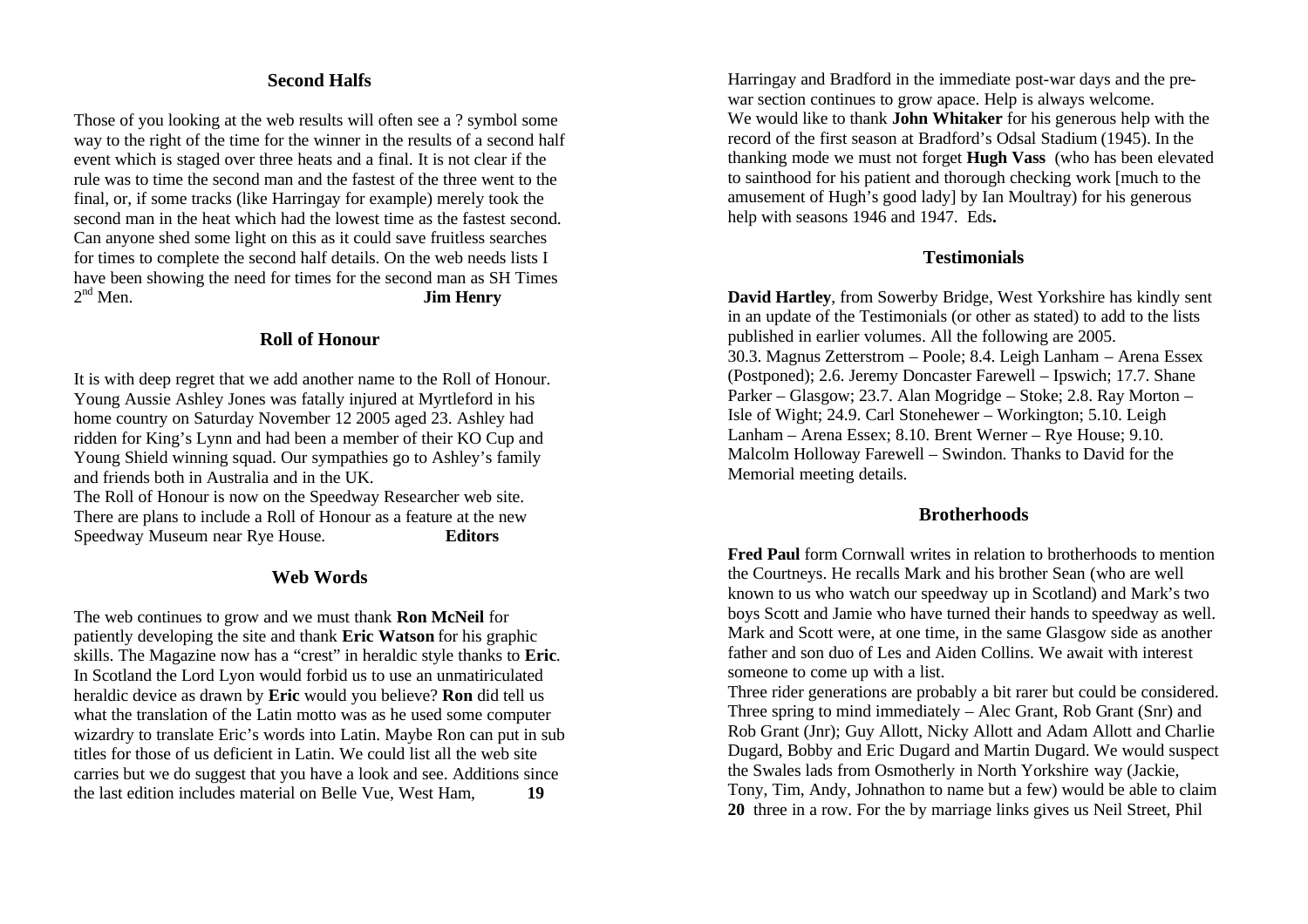## Second Halfs

Those of you looking at the web results will often see a ? symbol some way to the right of the time for the winner in the results of a second half event which is staged over three heats and a final. It is not clear if the rule was to time the second man and the fastest of the three went to the final, or, if some tracks (like Harringay for example) merely took the second man in the heat which had the lowest time as the fastest second. Can anyone shed some light on this as it could save fruitless searches for times to complete the second half details. On the web needs lists I have been showing the need for times for the second man as SH Times 2nd Men. **Jim Henry**

## Roll of Honour

It is with deep regret that we add another name to the Roll of Honour. Young Aussie Ashley Jones was fatally injured at Myrtleford in his home country on Saturday November 12 2005 aged 23. Ashley had ridden for King's Lynn and had been a member of their KO Cup and Young Shield winning squad. Our sympathies go to Ashley's family and friends both in Australia and in the UK.
The Roll of Honour is now on the Speedway Researcher web site. There are plans to include a Roll of Honour as a feature at the new Speedway Museum near Rye House. **Editors**

## Web Words

The web continues to grow and we must thank **Ron McNeil** for patiently developing the site and thank **Eric Watson** for his graphic skills. The Magazine now has a "crest" in heraldic style thanks to **Eric**. In Scotland the Lord Lyon would forbid us to use an unmatiriculated heraldic device as drawn by **Eric** would you believe? **Ron** did tell us what the translation of the Latin motto was as he used some computer wizardry to translate Eric's words into Latin. Maybe Ron can put in sub titles for those of us deficient in Latin. We could list all the web site carries but we do suggest that you have a look and see. Additions since the last edition includes material on Belle Vue, West Ham, Harringay and Bradford in the immediate post-war days and the pre-war section continues to grow apace. Help is always welcome.
We would like to thank **John Whitaker** for his generous help with the record of the first season at Bradford's Odsal Stadium (1945). In the thanking mode we must not forget **Hugh Vass** (who has been elevated to sainthood for his patient and thorough checking work [much to the amusement of Hugh's good lady] by Ian Moultray) for his generous help with seasons 1946 and 1947. Eds**.**

## Testimonials

**David Hartley**, from Sowerby Bridge, West Yorkshire has kindly sent in an update of the Testimonials (or other as stated) to add to the lists published in earlier volumes. All the following are 2005.
30.3. Magnus Zetterstrom – Poole; 8.4. Leigh Lanham – Arena Essex (Postponed); 2.6. Jeremy Doncaster Farewell – Ipswich; 17.7. Shane Parker – Glasgow; 23.7. Alan Mogridge – Stoke; 2.8. Ray Morton – Isle of Wight; 24.9. Carl Stonehewer – Workington; 5.10. Leigh Lanham – Arena Essex; 8.10. Brent Werner – Rye House; 9.10. Malcolm Holloway Farewell – Swindon. Thanks to David for the Memorial meeting details.

## Brotherhoods

**Fred Paul** form Cornwall writes in relation to brotherhoods to mention the Courtneys. He recalls Mark and his brother Sean (who are well known to us who watch our speedway up in Scotland) and Mark's two boys Scott and Jamie who have turned their hands to speedway as well. Mark and Scott were, at one time, in the same Glasgow side as another father and son duo of Les and Aiden Collins. We await with interest someone to come up with a list.
Three rider generations are probably a bit rarer but could be considered. Three spring to mind immediately – Alec Grant, Rob Grant (Snr) and Rob Grant (Jnr); Guy Allott, Nicky Allott and Adam Allott and Charlie Dugard, Bobby and Eric Dugard and Martin Dugard. We would suspect the Swales lads from Osmotherly in North Yorkshire way (Jackie, Tony, Tim, Andy, Johnathon to name but a few) would be able to claim three in a row. For the by marriage links gives us Neil Street, Phil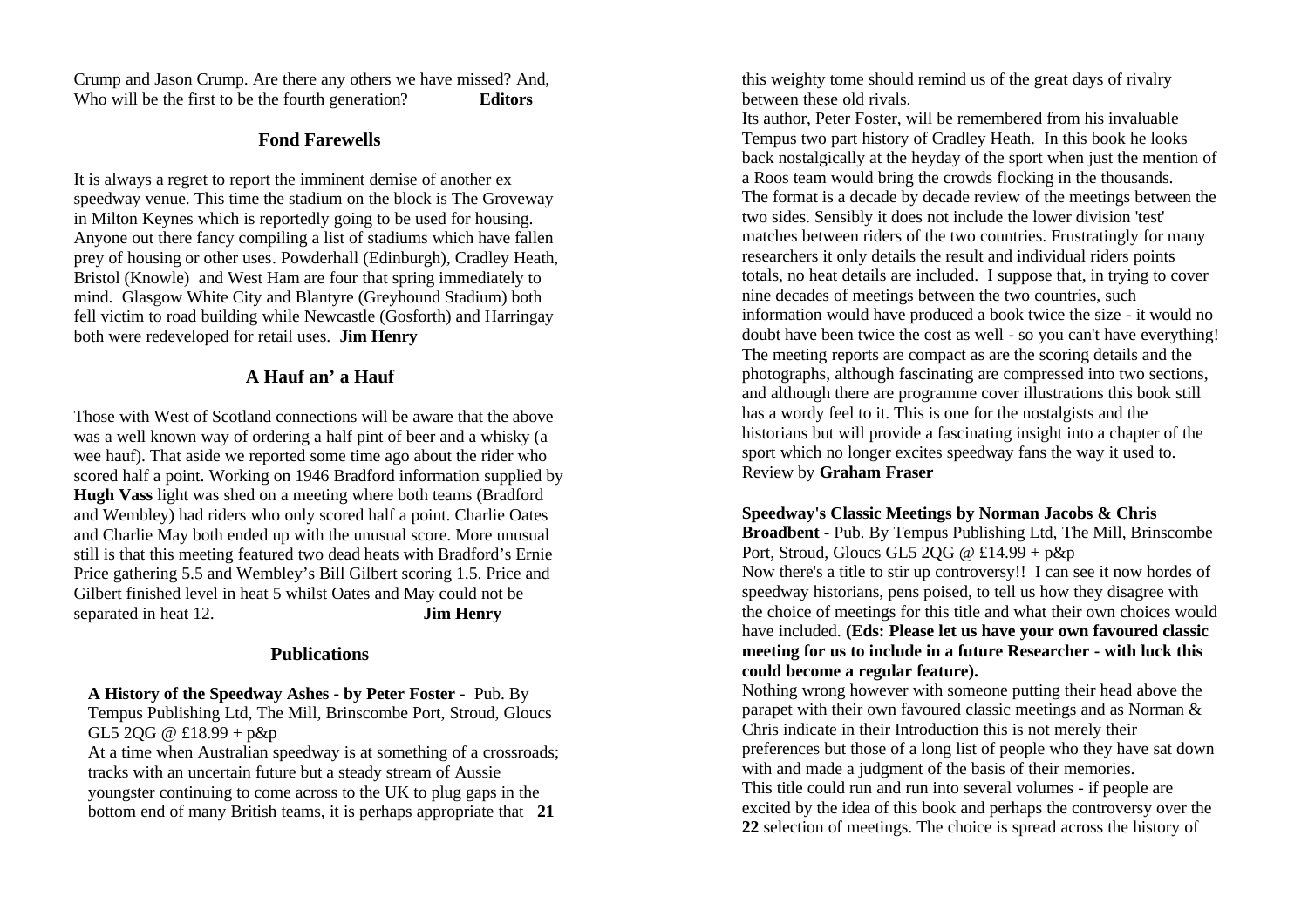Crump and Jason Crump. Are there any others we have missed? And, Who will be the first to be the fourth generation? **Editors**

## Fond Farewells

It is always a regret to report the imminent demise of another ex speedway venue. This time the stadium on the block is The Groveway in Milton Keynes which is reportedly going to be used for housing. Anyone out there fancy compiling a list of stadiums which have fallen prey of housing or other uses. Powderhall (Edinburgh), Cradley Heath, Bristol (Knowle) and West Ham are four that spring immediately to mind. Glasgow White City and Blantyre (Greyhound Stadium) both fell victim to road building while Newcastle (Gosforth) and Harringay both were redeveloped for retail uses. **Jim Henry**

## A Hauf an' a Hauf

Those with West of Scotland connections will be aware that the above was a well known way of ordering a half pint of beer and a whisky (a wee hauf). That aside we reported some time ago about the rider who scored half a point. Working on 1946 Bradford information supplied by **Hugh Vass** light was shed on a meeting where both teams (Bradford and Wembley) had riders who only scored half a point. Charlie Oates and Charlie May both ended up with the unusual score. More unusual still is that this meeting featured two dead heats with Bradford's Ernie Price gathering 5.5 and Wembley's Bill Gilbert scoring 1.5. Price and Gilbert finished level in heat 5 whilst Oates and May could not be separated in heat 12. **Jim Henry**

## Publications

**A History of the Speedway Ashes - by Peter Foster** - Pub. By Tempus Publishing Ltd, The Mill, Brinscombe Port, Stroud, Gloucs GL5 2QG @ £18.99 + p&p

At a time when Australian speedway is at something of a crossroads; tracks with an uncertain future but a steady stream of Aussie youngster continuing to come across to the UK to plug gaps in the bottom end of many British teams, it is perhaps appropriate that this weighty tome should remind us of the great days of rivalry between these old rivals.

Its author, Peter Foster, will be remembered from his invaluable Tempus two part history of Cradley Heath. In this book he looks back nostalgically at the heyday of the sport when just the mention of a Roos team would bring the crowds flocking in the thousands.

The format is a decade by decade review of the meetings between the two sides. Sensibly it does not include the lower division 'test' matches between riders of the two countries. Frustratingly for many researchers it only details the result and individual riders points totals, no heat details are included. I suppose that, in trying to cover nine decades of meetings between the two countries, such information would have produced a book twice the size - it would no doubt have been twice the cost as well - so you can't have everything!

The meeting reports are compact as are the scoring details and the photographs, although fascinating are compressed into two sections, and although there are programme cover illustrations this book still has a wordy feel to it. This is one for the nostalgists and the historians but will provide a fascinating insight into a chapter of the sport which no longer excites speedway fans the way it used to.

Review by **Graham Fraser**

**Speedway's Classic Meetings by Norman Jacobs & Chris Broadbent** - Pub. By Tempus Publishing Ltd, The Mill, Brinscombe Port, Stroud, Gloucs GL5 2QG @ £14.99 + p&p

Now there's a title to stir up controversy!! I can see it now hordes of speedway historians, pens poised, to tell us how they disagree with the choice of meetings for this title and what their own choices would have included. **(Eds: Please let us have your own favoured classic meeting for us to include in a future Researcher - with luck this could become a regular feature).**

Nothing wrong however with someone putting their head above the parapet with their own favoured classic meetings and as Norman & Chris indicate in their Introduction this is not merely their preferences but those of a long list of people who they have sat down with and made a judgment of the basis of their memories.

This title could run and run into several volumes - if people are excited by the idea of this book and perhaps the controversy over the selection of meetings. The choice is spread across the history of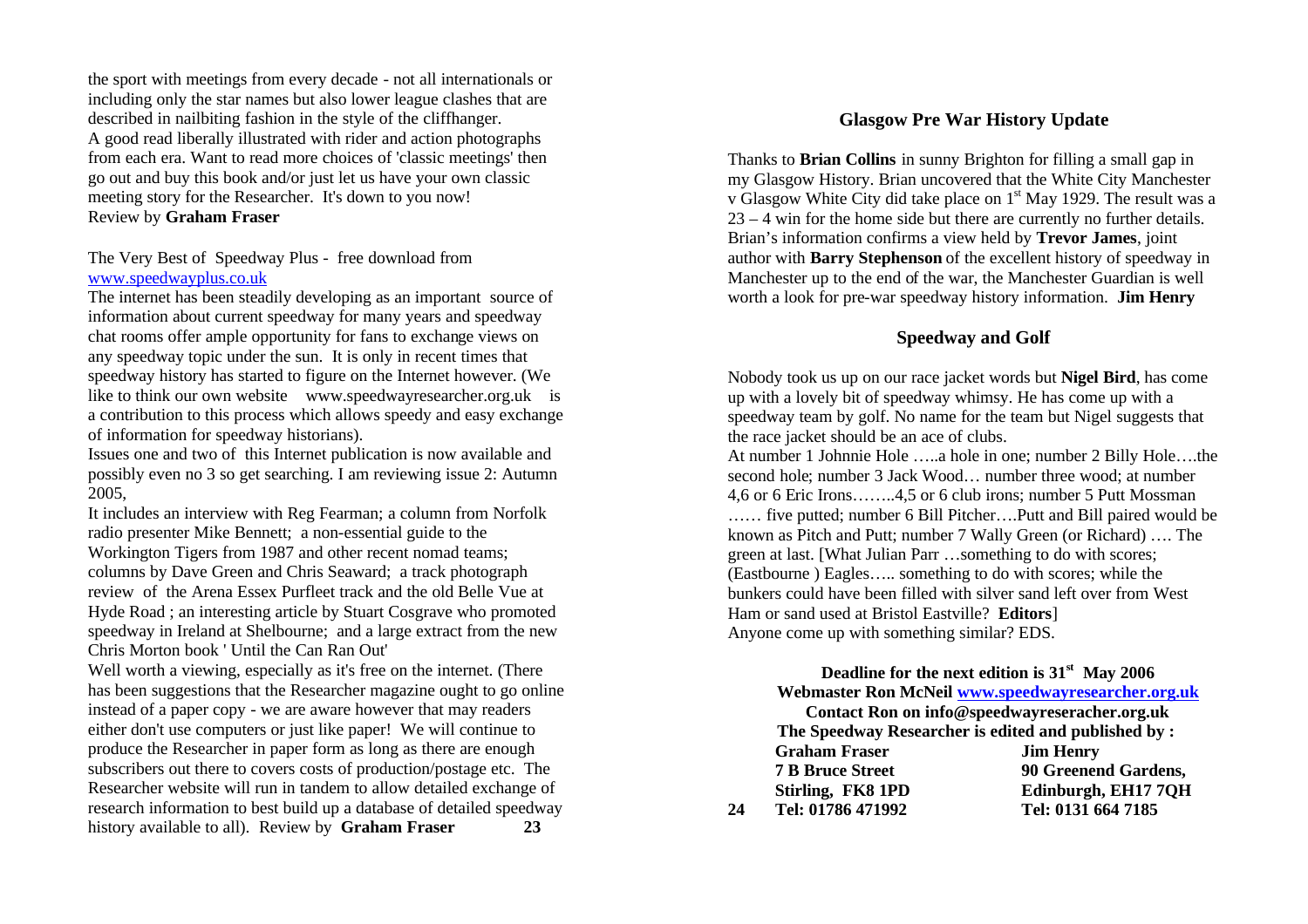the sport with meetings from every decade - not all internationals or including only the star names but also lower league clashes that are described in nailbiting fashion in the style of the cliffhanger. A good read liberally illustrated with rider and action photographs from each era. Want to read more choices of 'classic meetings' then go out and buy this book and/or just let us have your own classic meeting story for the Researcher. It's down to you now!
Review by **Graham Fraser**

The Very Best of Speedway Plus - free download from www.speedwayplus.co.uk

The internet has been steadily developing as an important source of information about current speedway for many years and speedway chat rooms offer ample opportunity for fans to exchange views on any speedway topic under the sun. It is only in recent times that speedway history has started to figure on the Internet however. (We like to think our own website www.speedwayresearcher.org.uk is a contribution to this process which allows speedy and easy exchange of information for speedway historians).

Issues one and two of this Internet publication is now available and possibly even no 3 so get searching. I am reviewing issue 2: Autumn 2005,

It includes an interview with Reg Fearman; a column from Norfolk radio presenter Mike Bennett; a non-essential guide to the Workington Tigers from 1987 and other recent nomad teams; columns by Dave Green and Chris Seaward; a track photograph review of the Arena Essex Purfleet track and the old Belle Vue at Hyde Road ; an interesting article by Stuart Cosgrave who promoted speedway in Ireland at Shelbourne; and a large extract from the new Chris Morton book ' Until the Can Ran Out'

Well worth a viewing, especially as it's free on the internet. (There has been suggestions that the Researcher magazine ought to go online instead of a paper copy - we are aware however that may readers either don't use computers or just like paper! We will continue to produce the Researcher in paper form as long as there are enough subscribers out there to covers costs of production/postage etc. The Researcher website will run in tandem to allow detailed exchange of research information to best build up a database of detailed speedway history available to all). Review by **Graham Fraser**

## Glasgow Pre War History Update

Thanks to **Brian Collins** in sunny Brighton for filling a small gap in my Glasgow History. Brian uncovered that the White City Manchester v Glasgow White City did take place on 1st May 1929. The result was a 23 – 4 win for the home side but there are currently no further details. Brian's information confirms a view held by **Trevor James**, joint author with **Barry Stephenson** of the excellent history of speedway in Manchester up to the end of the war, the Manchester Guardian is well worth a look for pre-war speedway history information. **Jim Henry**

## Speedway and Golf

Nobody took us up on our race jacket words but **Nigel Bird**, has come up with a lovely bit of speedway whimsy. He has come up with a speedway team by golf. No name for the team but Nigel suggests that the race jacket should be an ace of clubs.

At number 1 Johnnie Hole …..a hole in one; number 2 Billy Hole….the second hole; number 3 Jack Wood… number three wood; at number 4,6 or 6 Eric Irons……..4,5 or 6 club irons; number 5 Putt Mossman …… five putted; number 6 Bill Pitcher….Putt and Bill paired would be known as Pitch and Putt; number 7 Wally Green (or Richard) …. The green at last. [What Julian Parr …something to do with scores; (Eastbourne ) Eagles….. something to do with scores; while the bunkers could have been filled with silver sand left over from West Ham or sand used at Bristol Eastville? **Editors**]

Anyone come up with something similar? EDS.

**Deadline for the next edition is 31st May 2006**

**Webmaster Ron McNeil www.speedwayresearcher.org.uk**

**Contact Ron on info@speedwayreseracher.org.uk**

**The Speedway Researcher is edited and published by :**

| **Graham Fraser** | **Jim Henry** |
|---|---|
| **7 B Bruce Street** | **90 Greenend Gardens,** |
| **Stirling, FK8 1PD** | **Edinburgh, EH17 7QH** |
| **Tel: 01786 471992** | **Tel: 0131 664 7185** |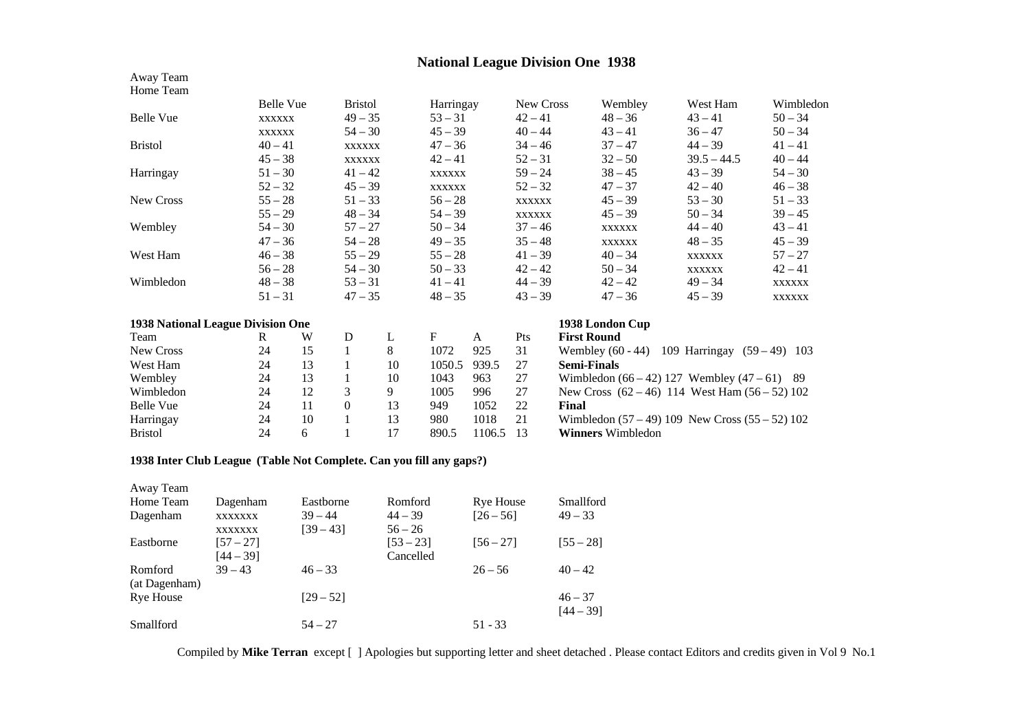# National League Division One 1938

| Away Team / Home Team | Belle Vue | Bristol | Harringay | New Cross | Wembley | West Ham | Wimbledon |
|---|---|---|---|---|---|---|---|
| Belle Vue | xxxxxx | 49 – 35 | 53 – 31 | 42 – 41 | 48 – 36 | 43 – 41 | 50 – 34 |
| | xxxxxx | 54 – 30 | 45 – 39 | 40 – 44 | 43 – 41 | 36 – 47 | 50 – 34 |
| Bristol | 40 – 41 | xxxxxx | 47 – 36 | 34 – 46 | 37 – 47 | 44 – 39 | 41 – 41 |
| | 45 – 38 | xxxxxx | 42 – 41 | 52 – 31 | 32 – 50 | 39.5 – 44.5 | 40 – 44 |
| Harringay | 51 – 30 | 41 – 42 | xxxxxx | 59 – 24 | 38 – 45 | 43 – 39 | 54 – 30 |
| | 52 – 32 | 45 – 39 | xxxxxx | 52 – 32 | 47 – 37 | 42 – 40 | 46 – 38 |
| New Cross | 55 – 28 | 51 – 33 | 56 – 28 | xxxxxx | 45 – 39 | 53 – 30 | 51 – 33 |
| | 55 – 29 | 48 – 34 | 54 – 39 | xxxxxx | 45 – 39 | 50 – 34 | 39 – 45 |
| Wembley | 54 – 30 | 57 – 27 | 50 – 34 | 37 – 46 | xxxxxx | 44 – 40 | 43 – 41 |
| | 47 – 36 | 54 – 28 | 49 – 35 | 35 – 48 | xxxxxx | 48 – 35 | 45 – 39 |
| West Ham | 46 – 38 | 55 – 29 | 55 – 28 | 41 – 39 | 40 – 34 | xxxxxx | 57 – 27 |
| | 56 – 28 | 54 – 30 | 50 – 33 | 42 – 42 | 50 – 34 | xxxxxx | 42 – 41 |
| Wimbledon | 48 – 38 | 53 – 31 | 41 – 41 | 44 – 39 | 42 – 42 | 49 – 34 | xxxxxx |
| | 51 – 31 | 47 – 35 | 48 – 35 | 43 – 39 | 47 – 36 | 45 – 39 | xxxxxx |

**1938 National League Division One**

| Team | R | W | D | L | F | A | Pts |
|---|---|---|---|---|---|---|---|
| New Cross | 24 | 15 | 1 | 8 | 1072 | 925 | 31 |
| West Ham | 24 | 13 | 1 | 10 | 1050.5 | 939.5 | 27 |
| Wembley | 24 | 13 | 1 | 10 | 1043 | 963 | 27 |
| Wimbledon | 24 | 12 | 3 | 9 | 1005 | 996 | 27 |
| Belle Vue | 24 | 11 | 0 | 13 | 949 | 1052 | 22 |
| Harringay | 24 | 10 | 1 | 13 | 980 | 1018 | 21 |
| Bristol | 24 | 6 | 1 | 17 | 890.5 | 1106.5 | 13 |

**1938 London Cup**

**First Round**

Wembley (60 - 44) 109 Harringay (59 – 49) 103

**Semi-Finals**

Wimbledon (66 – 42) 127 Wembley (47 – 61) 89

New Cross (62 – 46) 114 West Ham (56 – 52) 102

**Final**

Wimbledon (57 – 49) 109 New Cross (55 – 52) 102

**Winners** Wimbledon

**1938 Inter Club League (Table Not Complete. Can you fill any gaps?)**

| Away Team / Home Team | Dagenham | Eastborne | Romford | Rye House | Smallford |
|---|---|---|---|---|---|
| Dagenham | xxxxxxx | 39 – 44 | 44 – 39 | [26 – 56] | 49 – 33 |
| | xxxxxxx | [39 – 43] | 56 – 26 | | |
| Eastborne | [57 – 27] | | [53 – 23] | [56 – 27] | [55 – 28] |
| | [44 – 39] | | Cancelled | | |
| Romford (at Dagenham) | 39 – 43 | 46 – 33 | | 26 – 56 | 40 – 42 |
| Rye House | | [29 – 52] | | | 46 – 37 |
| | | | | | [44 – 39] |
| Smallford | | 54 – 27 | | 51 - 33 | |

Compiled by **Mike Terran** except [ ] Apologies but supporting letter and sheet detached . Please contact Editors and credits given in Vol 9 No.1